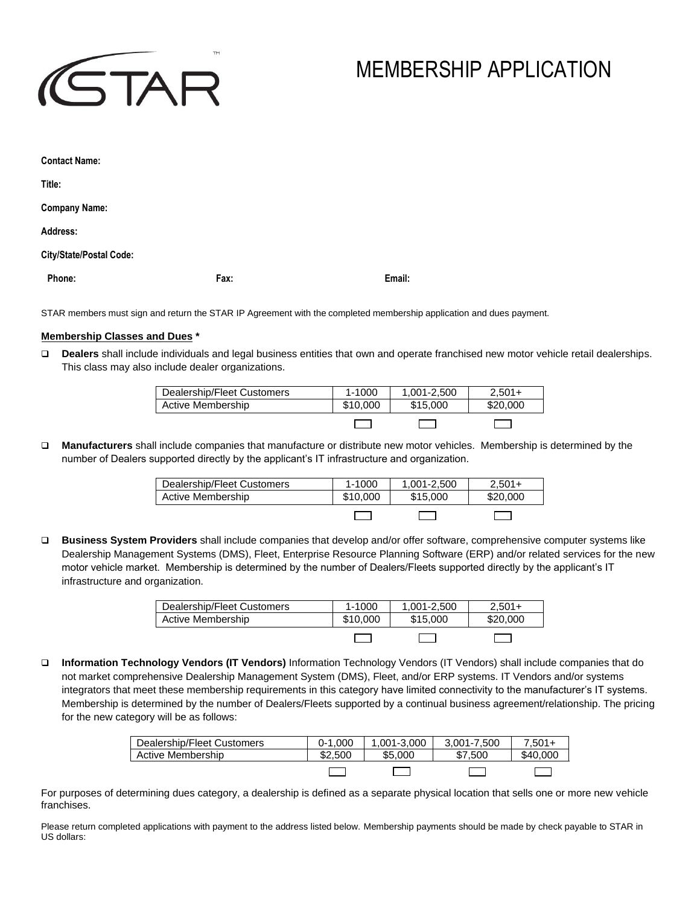# MEMBERSHIP APPLICATION

**Contact Name:**

**Title:**

**Company Name:**

**Address:**

**City/State/Postal Code:**

**Phone:** **Fax:** **Email:**

STAR members must sign and return the STAR IP Agreement with the completed membership application and dues payment.

**Membership Classes and Dues ***

- ❑ **Dealers** shall include individuals and legal business entities that own and operate franchised new motor vehicle retail dealerships. This class may also include dealer organizations.

| Dealership/Fleet Customers | 1-1000 | 1,001-2,500 | 2,501+ |
|---|---|---|---|
| Active Membership | $10,000 | $15,000 | $20,000 |
| | ☐ | ☐ | ☐ |

- ❑ **Manufacturers** shall include companies that manufacture or distribute new motor vehicles. Membership is determined by the number of Dealers supported directly by the applicant's IT infrastructure and organization.

| Dealership/Fleet Customers | 1-1000 | 1,001-2,500 | 2,501+ |
|---|---|---|---|
| Active Membership | $10,000 | $15,000 | $20,000 |
| | ☐ | ☐ | ☐ |

- ❑ **Business System Providers** shall include companies that develop and/or offer software, comprehensive computer systems like Dealership Management Systems (DMS), Fleet, Enterprise Resource Planning Software (ERP) and/or related services for the new motor vehicle market. Membership is determined by the number of Dealers/Fleets supported directly by the applicant's IT infrastructure and organization.

| Dealership/Fleet Customers | 1-1000 | 1,001-2,500 | 2,501+ |
|---|---|---|---|
| Active Membership | $10,000 | $15,000 | $20,000 |
| | ☐ | ☐ | ☐ |

- ❑ **Information Technology Vendors (IT Vendors)** Information Technology Vendors (IT Vendors) shall include companies that do not market comprehensive Dealership Management System (DMS), Fleet, and/or ERP systems. IT Vendors and/or systems integrators that meet these membership requirements in this category have limited connectivity to the manufacturer's IT systems. Membership is determined by the number of Dealers/Fleets supported by a continual business agreement/relationship. The pricing for the new category will be as follows:

| Dealership/Fleet Customers | 0-1,000 | 1,001-3,000 | 3,001-7,500 | 7,501+ |
|---|---|---|---|---|
| Active Membership | $2,500 | $5,000 | $7,500 | $40,000 |
| | ☐ | ☐ | ☐ | ☐ |

For purposes of determining dues category, a dealership is defined as a separate physical location that sells one or more new vehicle franchises.

Please return completed applications with payment to the address listed below. Membership payments should be made by check payable to STAR in US dollars: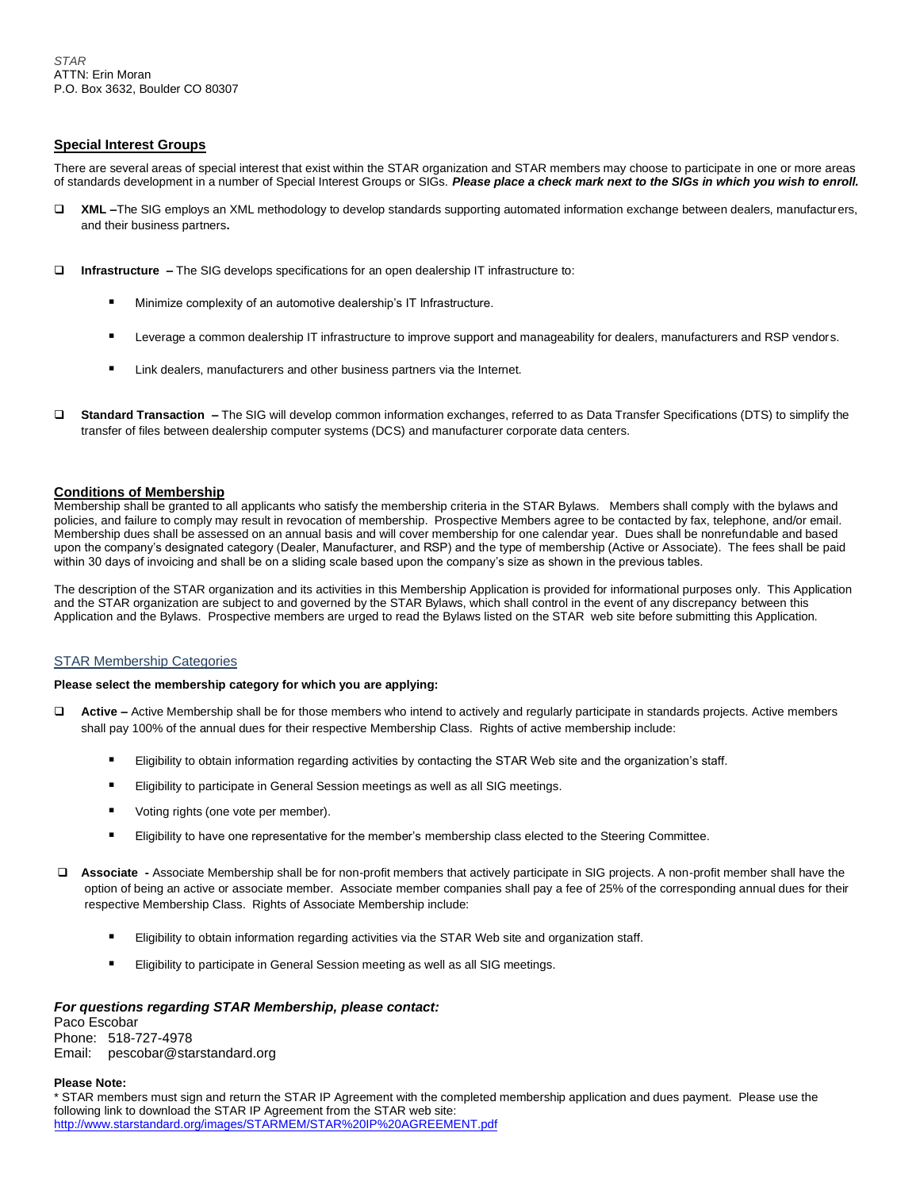*STAR*
ATTN: Erin Moran
P.O. Box 3632, Boulder CO 80307

## Special Interest Groups

There are several areas of special interest that exist within the STAR organization and STAR members may choose to participate in one or more areas of standards development in a number of Special Interest Groups or SIGs. ***Please place a check mark next to the SIGs in which you wish to enroll.***

- ☐ **XML –**The SIG employs an XML methodology to develop standards supporting automated information exchange between dealers, manufacturers, and their business partners**.**
- ☐ **Infrastructure –** The SIG develops specifications for an open dealership IT infrastructure to:
  - Minimize complexity of an automotive dealership's IT Infrastructure.
  - Leverage a common dealership IT infrastructure to improve support and manageability for dealers, manufacturers and RSP vendors.
  - Link dealers, manufacturers and other business partners via the Internet.
- ☐ **Standard Transaction –** The SIG will develop common information exchanges, referred to as Data Transfer Specifications (DTS) to simplify the transfer of files between dealership computer systems (DCS) and manufacturer corporate data centers.

## Conditions of Membership

Membership shall be granted to all applicants who satisfy the membership criteria in the STAR Bylaws. Members shall comply with the bylaws and policies, and failure to comply may result in revocation of membership. Prospective Members agree to be contacted by fax, telephone, and/or email. Membership dues shall be assessed on an annual basis and will cover membership for one calendar year. Dues shall be nonrefundable and based upon the company's designated category (Dealer, Manufacturer, and RSP) and the type of membership (Active or Associate). The fees shall be paid within 30 days of invoicing and shall be on a sliding scale based upon the company's size as shown in the previous tables.

The description of the STAR organization and its activities in this Membership Application is provided for informational purposes only. This Application and the STAR organization are subject to and governed by the STAR Bylaws, which shall control in the event of any discrepancy between this Application and the Bylaws. Prospective members are urged to read the Bylaws listed on the STAR web site before submitting this Application.

## STAR Membership Categories

**Please select the membership category for which you are applying:**

- ☐ **Active –** Active Membership shall be for those members who intend to actively and regularly participate in standards projects. Active members shall pay 100% of the annual dues for their respective Membership Class. Rights of active membership include:
  - Eligibility to obtain information regarding activities by contacting the STAR Web site and the organization's staff.
  - Eligibility to participate in General Session meetings as well as all SIG meetings.
  - Voting rights (one vote per member).
  - Eligibility to have one representative for the member's membership class elected to the Steering Committee.
- ☐ **Associate -** Associate Membership shall be for non-profit members that actively participate in SIG projects. A non-profit member shall have the option of being an active or associate member. Associate member companies shall pay a fee of 25% of the corresponding annual dues for their respective Membership Class. Rights of Associate Membership include:
  - Eligibility to obtain information regarding activities via the STAR Web site and organization staff.
  - Eligibility to participate in General Session meeting as well as all SIG meetings.

***For questions regarding STAR Membership, please contact:***
Paco Escobar
Phone: 518-727-4978
Email: pescobar@starstandard.org

**Please Note:**
* STAR members must sign and return the STAR IP Agreement with the completed membership application and dues payment. Please use the following link to download the STAR IP Agreement from the STAR web site:
http://www.starstandard.org/images/STARMEM/STAR%20IP%20AGREEMENT.pdf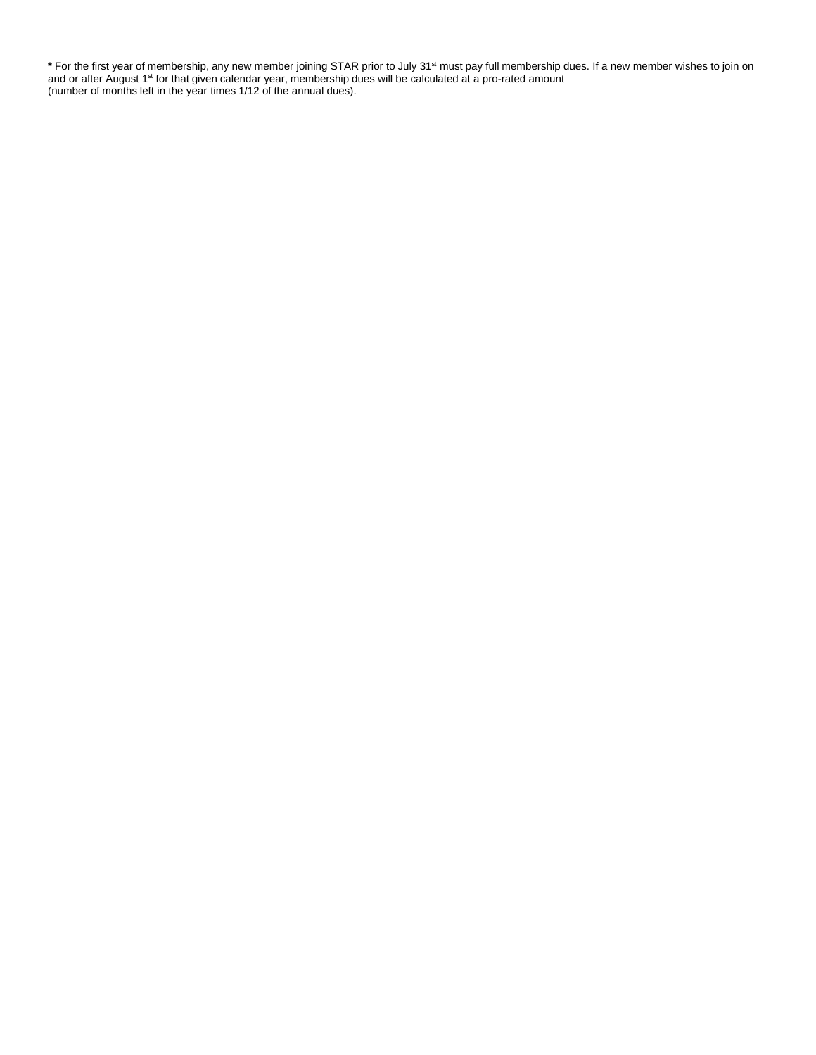**\*** For the first year of membership, any new member joining STAR prior to July 31st must pay full membership dues. If a new member wishes to join on and or after August 1st for that given calendar year, membership dues will be calculated at a pro-rated amount (number of months left in the year times 1/12 of the annual dues).